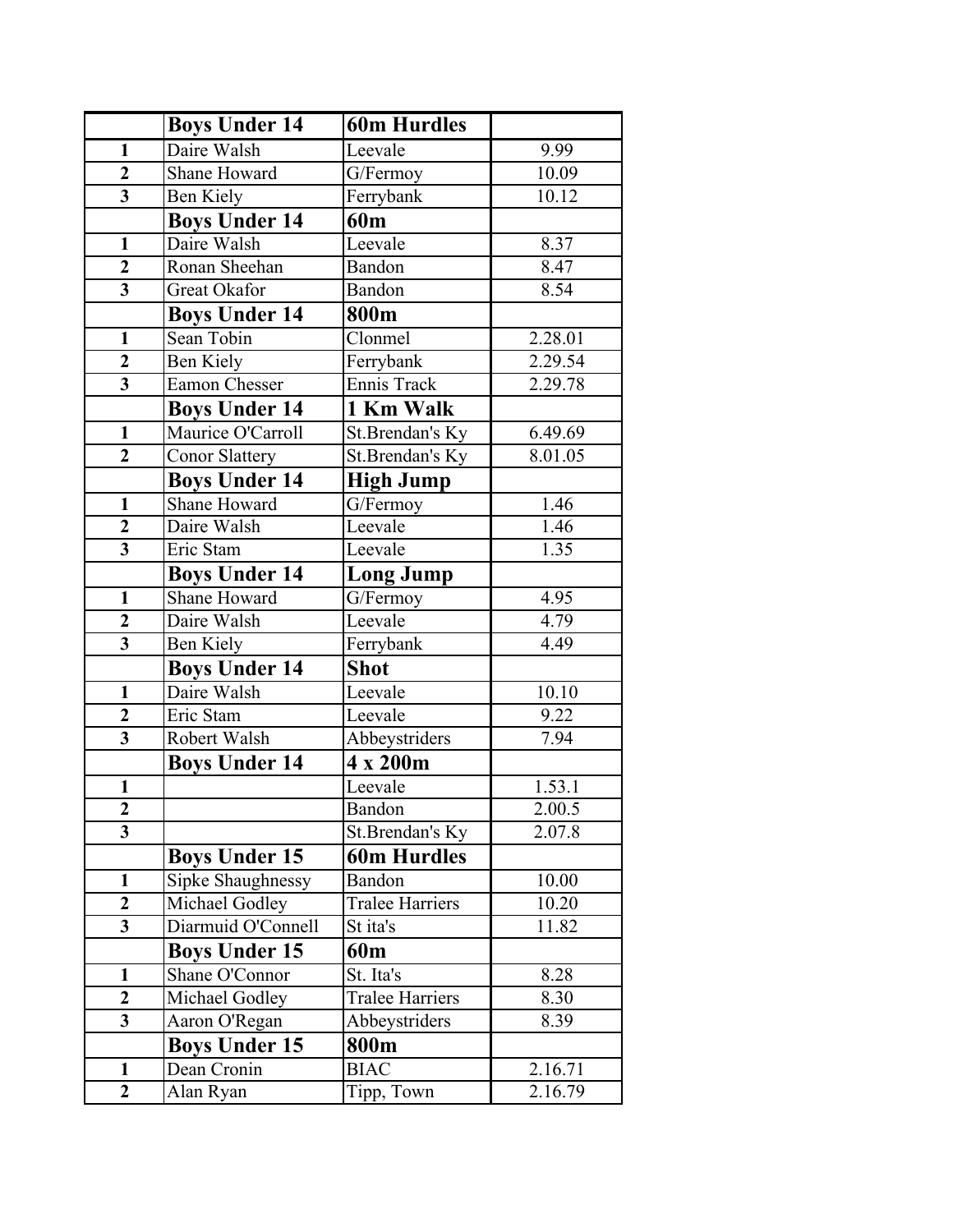| | **Boys Under 14** | **60m Hurdles** | |
|---|---|---|---|
| **1** | Daire Walsh | Leevale | 9.99 |
| **2** | Shane Howard | G/Fermoy | 10.09 |
| **3** | Ben Kiely | Ferrybank | 10.12 |
| | **Boys Under 14** | **60m** | |
| **1** | Daire Walsh | Leevale | 8.37 |
| **2** | Ronan Sheehan | Bandon | 8.47 |
| **3** | Great Okafor | Bandon | 8.54 |
| | **Boys Under 14** | **800m** | |
| **1** | Sean Tobin | Clonmel | 2.28.01 |
| **2** | Ben Kiely | Ferrybank | 2.29.54 |
| **3** | Eamon Chesser | Ennis Track | 2.29.78 |
| | **Boys Under 14** | **1 Km Walk** | |
| **1** | Maurice O'Carroll | St.Brendan's Ky | 6.49.69 |
| **2** | Conor Slattery | St.Brendan's Ky | 8.01.05 |
| | **Boys Under 14** | **High Jump** | |
| **1** | Shane Howard | G/Fermoy | 1.46 |
| **2** | Daire Walsh | Leevale | 1.46 |
| **3** | Eric Stam | Leevale | 1.35 |
| | **Boys Under 14** | **Long Jump** | |
| **1** | Shane Howard | G/Fermoy | 4.95 |
| **2** | Daire Walsh | Leevale | 4.79 |
| **3** | Ben Kiely | Ferrybank | 4.49 |
| | **Boys Under 14** | **Shot** | |
| **1** | Daire Walsh | Leevale | 10.10 |
| **2** | Eric Stam | Leevale | 9.22 |
| **3** | Robert Walsh | Abbeystriders | 7.94 |
| | **Boys Under 14** | **4 x 200m** | |
| **1** | | Leevale | 1.53.1 |
| **2** | | Bandon | 2.00.5 |
| **3** | | St.Brendan's Ky | 2.07.8 |
| | **Boys Under 15** | **60m Hurdles** | |
| **1** | Sipke Shaughnessy | Bandon | 10.00 |
| **2** | Michael Godley | Tralee Harriers | 10.20 |
| **3** | Diarmuid O'Connell | St ita's | 11.82 |
| | **Boys Under 15** | **60m** | |
| **1** | Shane O'Connor | St. Ita's | 8.28 |
| **2** | Michael Godley | Tralee Harriers | 8.30 |
| **3** | Aaron O'Regan | Abbeystriders | 8.39 |
| | **Boys Under 15** | **800m** | |
| **1** | Dean Cronin | BIAC | 2.16.71 |
| **2** | Alan Ryan | Tipp, Town | 2.16.79 |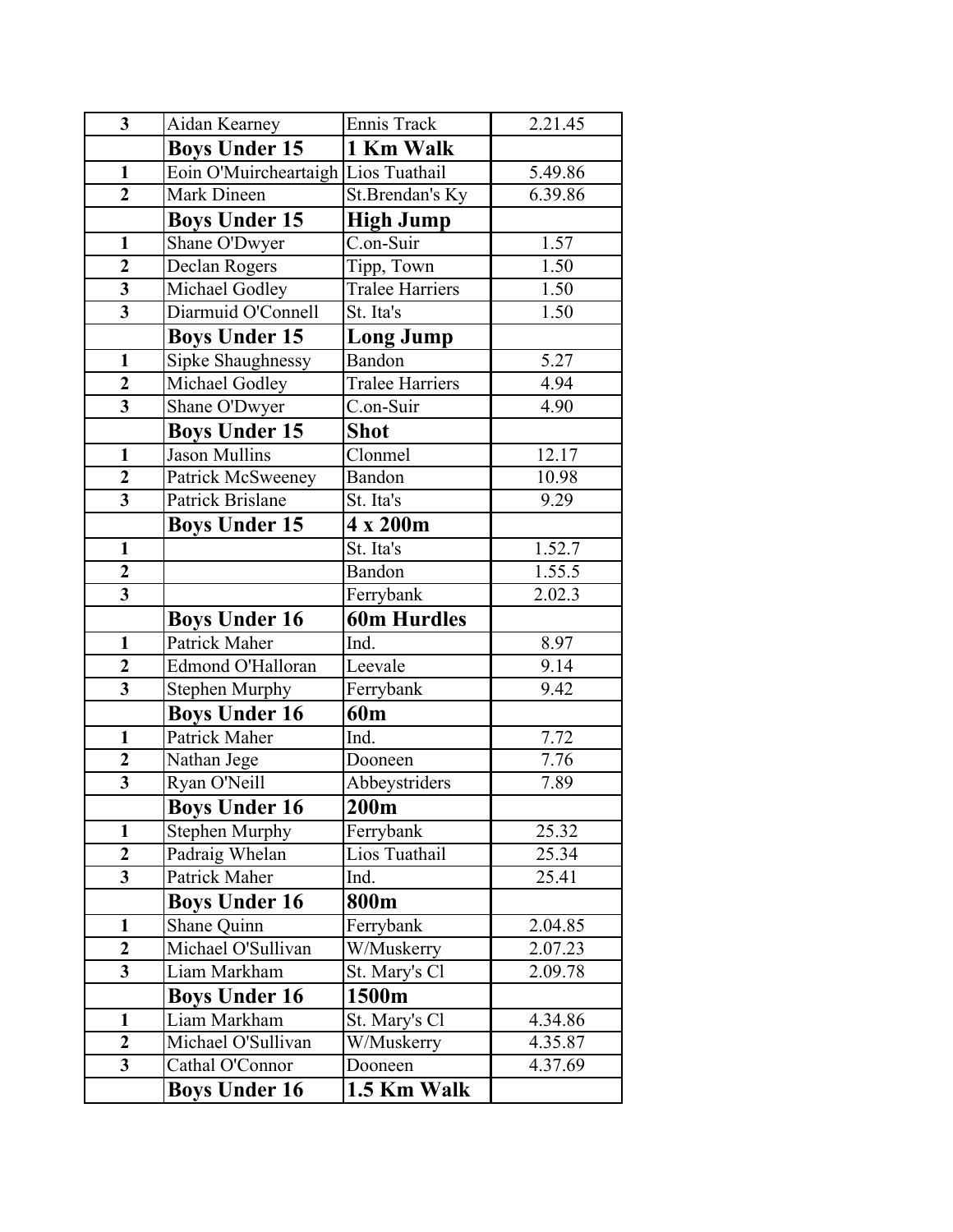| | | | |
|---|---|---|---|
| **3** | Aidan Kearney | Ennis Track | 2.21.45 |
| | **Boys Under 15** | **1 Km Walk** | |
| **1** | Eoin O'Muircheartaigh | Lios Tuathail | 5.49.86 |
| **2** | Mark Dineen | St.Brendan's Ky | 6.39.86 |
| | **Boys Under 15** | **High Jump** | |
| **1** | Shane O'Dwyer | C.on-Suir | 1.57 |
| **2** | Declan Rogers | Tipp, Town | 1.50 |
| **3** | Michael Godley | Tralee Harriers | 1.50 |
| **3** | Diarmuid O'Connell | St. Ita's | 1.50 |
| | **Boys Under 15** | **Long Jump** | |
| **1** | Sipke Shaughnessy | Bandon | 5.27 |
| **2** | Michael Godley | Tralee Harriers | 4.94 |
| **3** | Shane O'Dwyer | C.on-Suir | 4.90 |
| | **Boys Under 15** | **Shot** | |
| **1** | Jason Mullins | Clonmel | 12.17 |
| **2** | Patrick McSweeney | Bandon | 10.98 |
| **3** | Patrick Brislane | St. Ita's | 9.29 |
| | **Boys Under 15** | **4 x 200m** | |
| **1** | | St. Ita's | 1.52.7 |
| **2** | | Bandon | 1.55.5 |
| **3** | | Ferrybank | 2.02.3 |
| | **Boys Under 16** | **60m Hurdles** | |
| **1** | Patrick Maher | Ind. | 8.97 |
| **2** | Edmond O'Halloran | Leevale | 9.14 |
| **3** | Stephen Murphy | Ferrybank | 9.42 |
| | **Boys Under 16** | **60m** | |
| **1** | Patrick Maher | Ind. | 7.72 |
| **2** | Nathan Jege | Dooneen | 7.76 |
| **3** | Ryan O'Neill | Abbeystriders | 7.89 |
| | **Boys Under 16** | **200m** | |
| **1** | Stephen Murphy | Ferrybank | 25.32 |
| **2** | Padraig Whelan | Lios Tuathail | 25.34 |
| **3** | Patrick Maher | Ind. | 25.41 |
| | **Boys Under 16** | **800m** | |
| **1** | Shane Quinn | Ferrybank | 2.04.85 |
| **2** | Michael O'Sullivan | W/Muskerry | 2.07.23 |
| **3** | Liam Markham | St. Mary's Cl | 2.09.78 |
| | **Boys Under 16** | **1500m** | |
| **1** | Liam Markham | St. Mary's Cl | 4.34.86 |
| **2** | Michael O'Sullivan | W/Muskerry | 4.35.87 |
| **3** | Cathal O'Connor | Dooneen | 4.37.69 |
| | **Boys Under 16** | **1.5 Km Walk** | |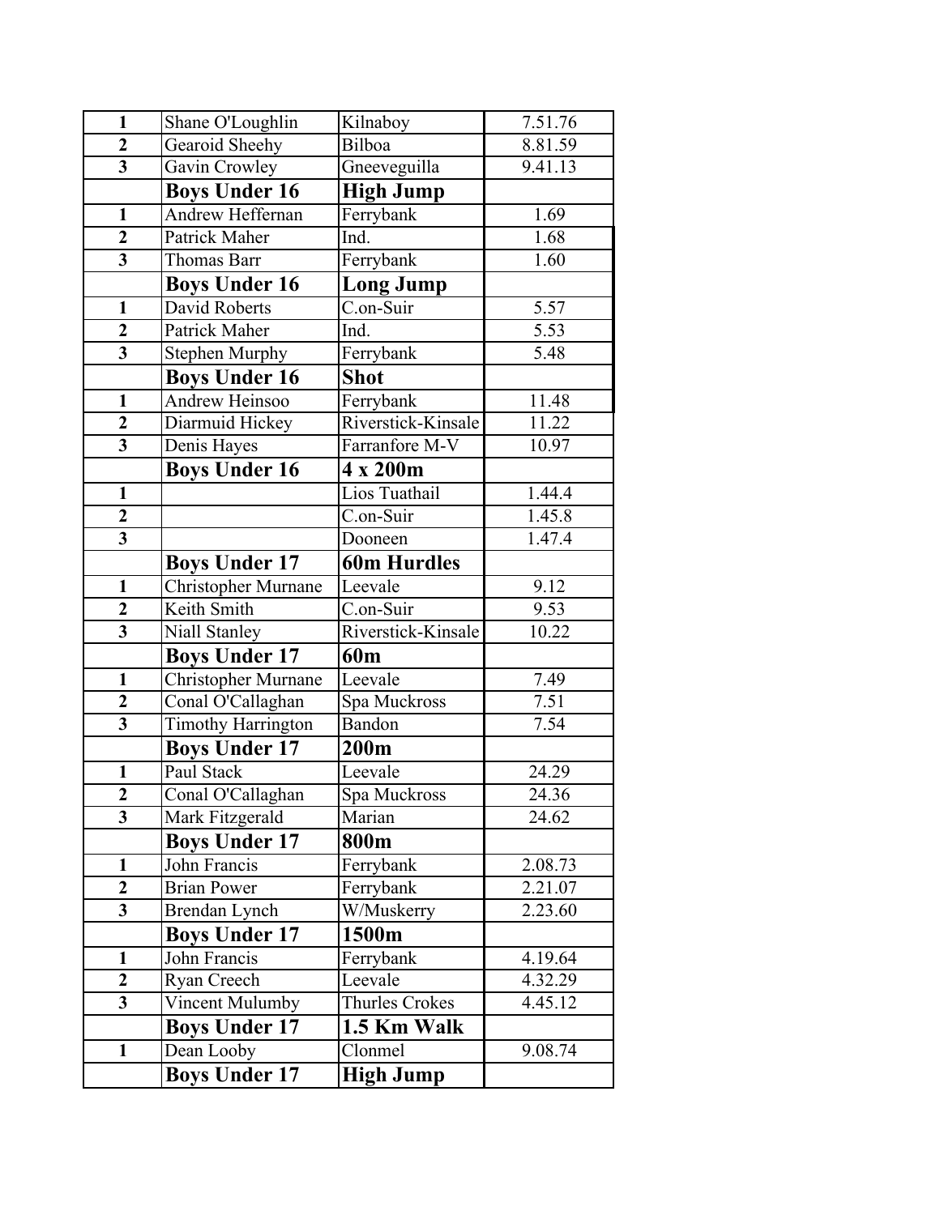| | | | |
|---|---|---|---|
| **1** | Shane O'Loughlin | Kilnaboy | 7.51.76 |
| **2** | Gearoid Sheehy | Bilboa | 8.81.59 |
| **3** | Gavin Crowley | Gneeveguilla | 9.41.13 |
| | **Boys Under 16** | **High Jump** | |
| **1** | Andrew Heffernan | Ferrybank | 1.69 |
| **2** | Patrick Maher | Ind. | 1.68 |
| **3** | Thomas Barr | Ferrybank | 1.60 |
| | **Boys Under 16** | **Long Jump** | |
| **1** | David Roberts | C.on-Suir | 5.57 |
| **2** | Patrick Maher | Ind. | 5.53 |
| **3** | Stephen Murphy | Ferrybank | 5.48 |
| | **Boys Under 16** | **Shot** | |
| **1** | Andrew Heinsoo | Ferrybank | 11.48 |
| **2** | Diarmuid Hickey | Riverstick-Kinsale | 11.22 |
| **3** | Denis Hayes | Farranfore M-V | 10.97 |
| | **Boys Under 16** | **4 x 200m** | |
| **1** | | Lios Tuathail | 1.44.4 |
| **2** | | C.on-Suir | 1.45.8 |
| **3** | | Dooneen | 1.47.4 |
| | **Boys Under 17** | **60m Hurdles** | |
| **1** | Christopher Murnane | Leevale | 9.12 |
| **2** | Keith Smith | C.on-Suir | 9.53 |
| **3** | Niall Stanley | Riverstick-Kinsale | 10.22 |
| | **Boys Under 17** | **60m** | |
| **1** | Christopher Murnane | Leevale | 7.49 |
| **2** | Conal O'Callaghan | Spa Muckross | 7.51 |
| **3** | Timothy Harrington | Bandon | 7.54 |
| | **Boys Under 17** | **200m** | |
| **1** | Paul Stack | Leevale | 24.29 |
| **2** | Conal O'Callaghan | Spa Muckross | 24.36 |
| **3** | Mark Fitzgerald | Marian | 24.62 |
| | **Boys Under 17** | **800m** | |
| **1** | John Francis | Ferrybank | 2.08.73 |
| **2** | Brian Power | Ferrybank | 2.21.07 |
| **3** | Brendan Lynch | W/Muskerry | 2.23.60 |
| | **Boys Under 17** | **1500m** | |
| **1** | John Francis | Ferrybank | 4.19.64 |
| **2** | Ryan Creech | Leevale | 4.32.29 |
| **3** | Vincent Mulumby | Thurles Crokes | 4.45.12 |
| | **Boys Under 17** | **1.5 Km Walk** | |
| **1** | Dean Looby | Clonmel | 9.08.74 |
| | **Boys Under 17** | **High Jump** | |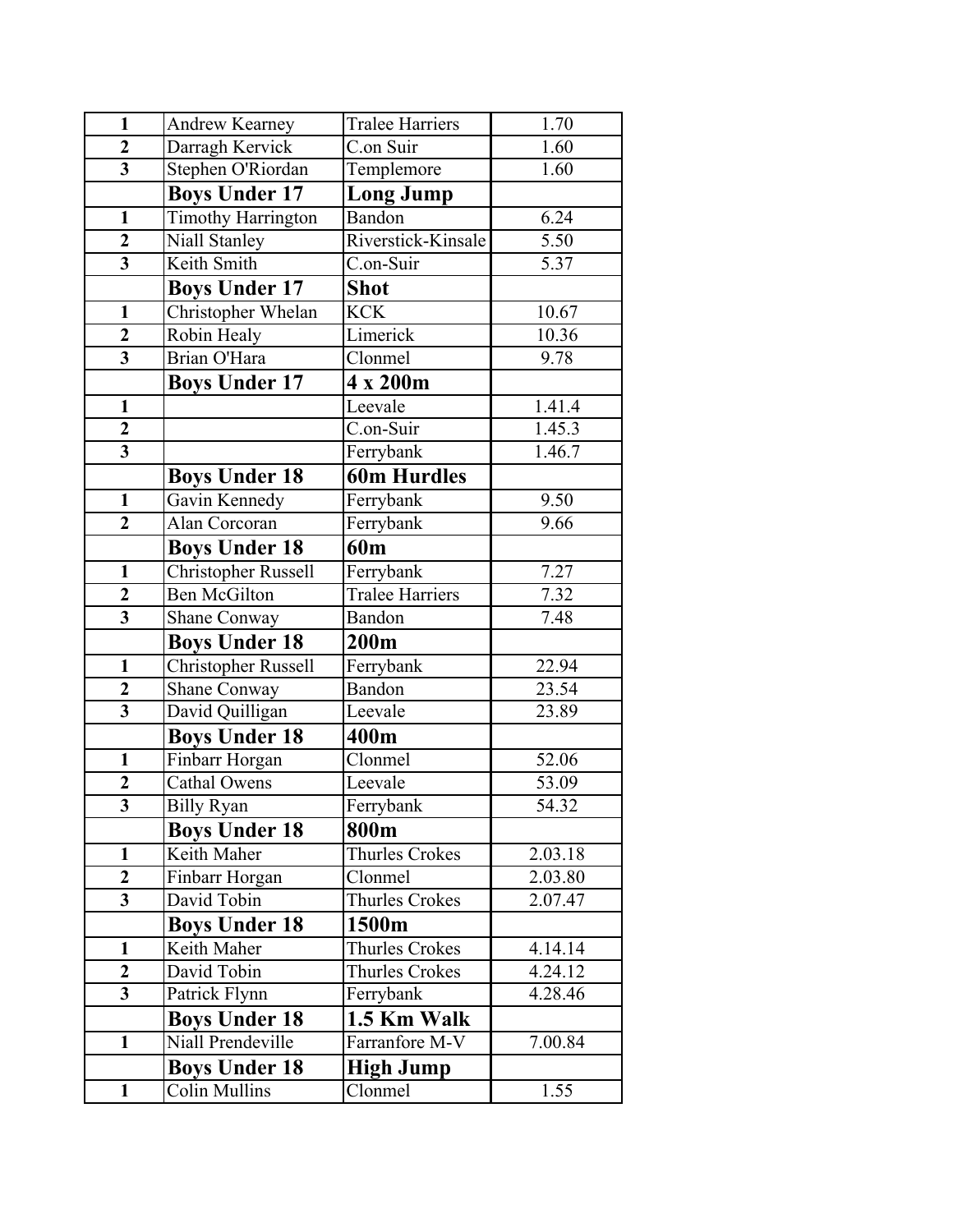| | | | |
|---|---|---|---|
| **1** | Andrew Kearney | Tralee Harriers | 1.70 |
| **2** | Darragh Kervick | C.on Suir | 1.60 |
| **3** | Stephen O'Riordan | Templemore | 1.60 |
| | **Boys Under 17** | **Long Jump** | |
| **1** | Timothy Harrington | Bandon | 6.24 |
| **2** | Niall Stanley | Riverstick-Kinsale | 5.50 |
| **3** | Keith Smith | C.on-Suir | 5.37 |
| | **Boys Under 17** | **Shot** | |
| **1** | Christopher Whelan | KCK | 10.67 |
| **2** | Robin Healy | Limerick | 10.36 |
| **3** | Brian O'Hara | Clonmel | 9.78 |
| | **Boys Under 17** | **4 x 200m** | |
| **1** | | Leevale | 1.41.4 |
| **2** | | C.on-Suir | 1.45.3 |
| **3** | | Ferrybank | 1.46.7 |
| | **Boys Under 18** | **60m Hurdles** | |
| **1** | Gavin Kennedy | Ferrybank | 9.50 |
| **2** | Alan Corcoran | Ferrybank | 9.66 |
| | **Boys Under 18** | **60m** | |
| **1** | Christopher Russell | Ferrybank | 7.27 |
| **2** | Ben McGilton | Tralee Harriers | 7.32 |
| **3** | Shane Conway | Bandon | 7.48 |
| | **Boys Under 18** | **200m** | |
| **1** | Christopher Russell | Ferrybank | 22.94 |
| **2** | Shane Conway | Bandon | 23.54 |
| **3** | David Quilligan | Leevale | 23.89 |
| | **Boys Under 18** | **400m** | |
| **1** | Finbarr Horgan | Clonmel | 52.06 |
| **2** | Cathal Owens | Leevale | 53.09 |
| **3** | Billy Ryan | Ferrybank | 54.32 |
| | **Boys Under 18** | **800m** | |
| **1** | Keith Maher | Thurles Crokes | 2.03.18 |
| **2** | Finbarr Horgan | Clonmel | 2.03.80 |
| **3** | David Tobin | Thurles Crokes | 2.07.47 |
| | **Boys Under 18** | **1500m** | |
| **1** | Keith Maher | Thurles Crokes | 4.14.14 |
| **2** | David Tobin | Thurles Crokes | 4.24.12 |
| **3** | Patrick Flynn | Ferrybank | 4.28.46 |
| | **Boys Under 18** | **1.5 Km Walk** | |
| **1** | Niall Prendeville | Farranfore M-V | 7.00.84 |
| | **Boys Under 18** | **High Jump** | |
| **1** | Colin Mullins | Clonmel | 1.55 |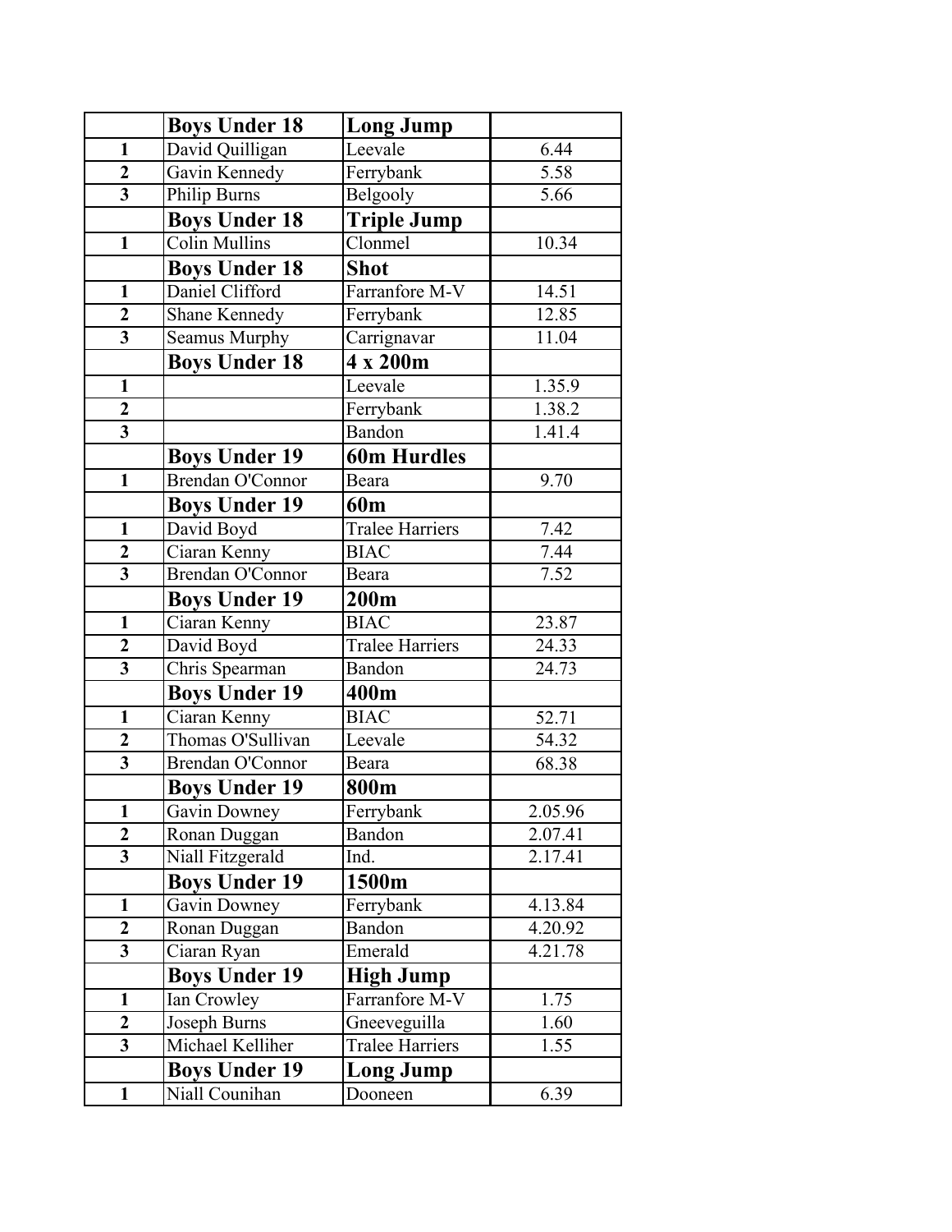| | **Boys Under 18** | **Long Jump** | |
|---|---|---|---|
| **1** | David Quilligan | Leevale | 6.44 |
| **2** | Gavin Kennedy | Ferrybank | 5.58 |
| **3** | Philip Burns | Belgooly | 5.66 |
| | **Boys Under 18** | **Triple Jump** | |
| **1** | Colin Mullins | Clonmel | 10.34 |
| | **Boys Under 18** | **Shot** | |
| **1** | Daniel Clifford | Farranfore M-V | 14.51 |
| **2** | Shane Kennedy | Ferrybank | 12.85 |
| **3** | Seamus Murphy | Carrignavar | 11.04 |
| | **Boys Under 18** | **4 x 200m** | |
| **1** | | Leevale | 1.35.9 |
| **2** | | Ferrybank | 1.38.2 |
| **3** | | Bandon | 1.41.4 |
| | **Boys Under 19** | **60m Hurdles** | |
| **1** | Brendan O'Connor | Beara | 9.70 |
| | **Boys Under 19** | **60m** | |
| **1** | David Boyd | Tralee Harriers | 7.42 |
| **2** | Ciaran Kenny | BIAC | 7.44 |
| **3** | Brendan O'Connor | Beara | 7.52 |
| | **Boys Under 19** | **200m** | |
| **1** | Ciaran Kenny | BIAC | 23.87 |
| **2** | David Boyd | Tralee Harriers | 24.33 |
| **3** | Chris Spearman | Bandon | 24.73 |
| | **Boys Under 19** | **400m** | |
| **1** | Ciaran Kenny | BIAC | 52.71 |
| **2** | Thomas O'Sullivan | Leevale | 54.32 |
| **3** | Brendan O'Connor | Beara | 68.38 |
| | **Boys Under 19** | **800m** | |
| **1** | Gavin Downey | Ferrybank | 2.05.96 |
| **2** | Ronan Duggan | Bandon | 2.07.41 |
| **3** | Niall Fitzgerald | Ind. | 2.17.41 |
| | **Boys Under 19** | **1500m** | |
| **1** | Gavin Downey | Ferrybank | 4.13.84 |
| **2** | Ronan Duggan | Bandon | 4.20.92 |
| **3** | Ciaran Ryan | Emerald | 4.21.78 |
| | **Boys Under 19** | **High Jump** | |
| **1** | Ian Crowley | Farranfore M-V | 1.75 |
| **2** | Joseph Burns | Gneeveguilla | 1.60 |
| **3** | Michael Kelliher | Tralee Harriers | 1.55 |
| | **Boys Under 19** | **Long Jump** | |
| **1** | Niall Counihan | Dooneen | 6.39 |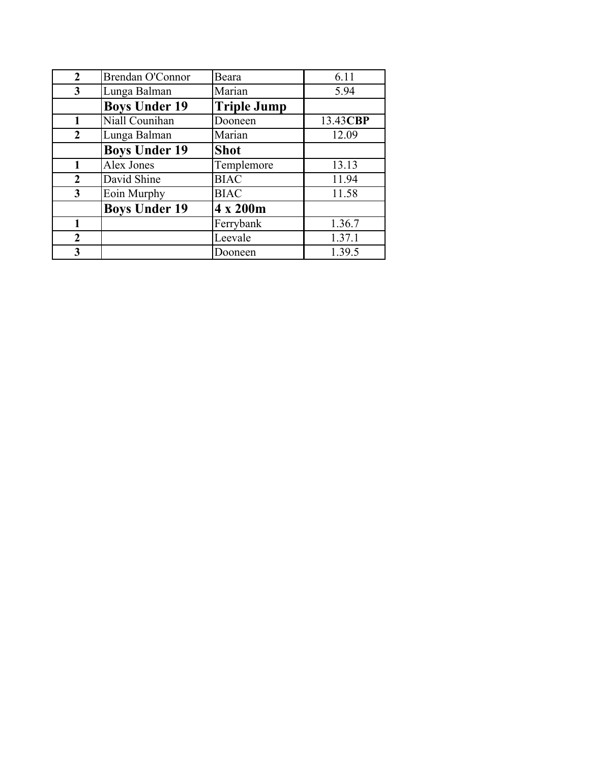| | | | |
|---|---|---|---|
| **2** | Brendan O'Connor | Beara | 6.11 |
| **3** | Lunga Balman | Marian | 5.94 |
| | **Boys Under 19** | **Triple Jump** | |
| **1** | Niall Counihan | Dooneen | 13.43**CBP** |
| **2** | Lunga Balman | Marian | 12.09 |
| | **Boys Under 19** | **Shot** | |
| **1** | Alex Jones | Templemore | 13.13 |
| **2** | David Shine | BIAC | 11.94 |
| **3** | Eoin Murphy | BIAC | 11.58 |
| | **Boys Under 19** | **4 x 200m** | |
| **1** | | Ferrybank | 1.36.7 |
| **2** | | Leevale | 1.37.1 |
| **3** | | Dooneen | 1.39.5 |